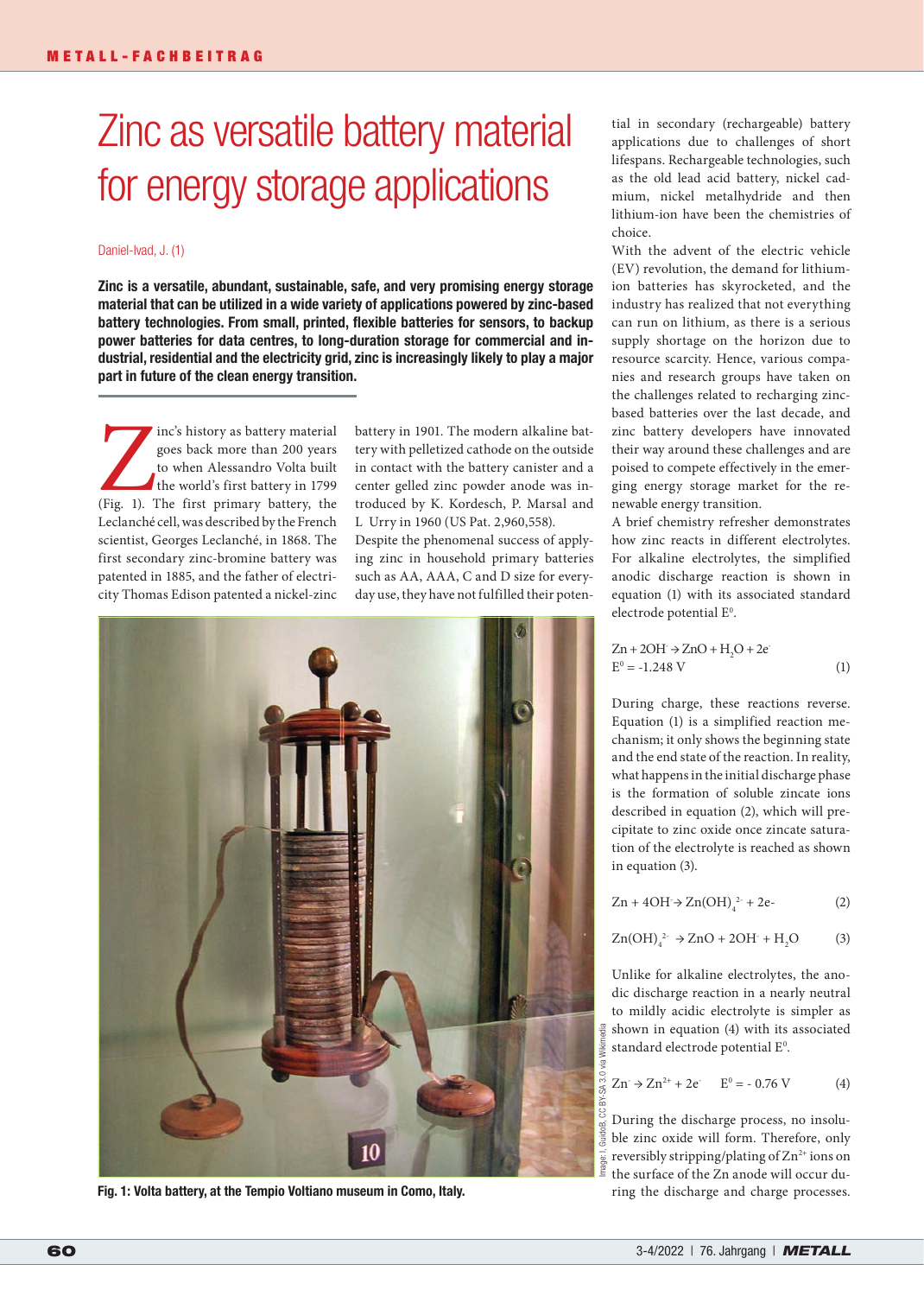# Zinc as versatile battery material for energy storage applications

Daniel-Ivad, J. (1)

**Zinc is a versatile, abundant, sustainable, safe, and very promising energy storage material that can be utilized in a wide variety of applications powered by zinc-based battery technologies. From small, printed, flexible batteries for sensors, to backup power batteries for data centres, to long-duration storage for commercial and industrial, residential and the electricity grid, zinc is increasingly likely to play a major part in future of the clean energy transition.**

Zinc's history as battery material goes back more than 200 years to when Alessandro Volta built the world's first battery in 1799 (Fig. 1). The first primary battery, the Leclanché cell, was described by the French scientist, Georges Leclanché, in 1868. The first secondary zinc-bromine battery was patented in 1885, and the father of electricity Thomas Edison patented a nickel-zinc battery in 1901. The modern alkaline battery with pelletized cathode on the outside in contact with the battery canister and a center gelled zinc powder anode was introduced by K. Kordesch, P. Marsal and L Urry in 1960 (US Pat. 2,960,558).

Despite the phenomenal success of applying zinc in household primary batteries such as AA, AAA, C and D size for everyday use, they have not fulfilled their potential in secondary (rechargeable) battery applications due to challenges of short lifespans. Rechargeable technologies, such as the old lead acid battery, nickel cadmium, nickel metalhydride and then lithium-ion have been the chemistries of choice.

With the advent of the electric vehicle (EV) revolution, the demand for lithium-ion batteries has skyrocketed, and the industry has realized that not everything can run on lithium, as there is a serious supply shortage on the horizon due to resource scarcity. Hence, various companies and research groups have taken on the challenges related to recharging zinc-based batteries over the last decade, and zinc battery developers have innovated their way around these challenges and are poised to compete effectively in the emerging energy storage market for the renewable energy transition.

Fig. 1: Volta battery, at the Tempio Voltiano museum in Como, Italy.

Image: I, GuidoB, CC BY-SA 3.0 via Wikimedia

A brief chemistry refresher demonstrates how zinc reacts in different electrolytes. For alkaline electrolytes, the simplified anodic discharge reaction is shown in equation (1) with its associated standard electrode potential $E^0$.

$$Zn + 2OH^- \rightarrow ZnO + H_2O + 2e^- \qquad (1)$$
$$E^0 = -1.248\ V$$

During charge, these reactions reverse. Equation (1) is a simplified reaction mechanism; it only shows the beginning state and the end state of the reaction. In reality, what happens in the initial discharge phase is the formation of soluble zincate ions described in equation (2), which will precipitate to zinc oxide once zincate saturation of the electrolyte is reached as shown in equation (3).

$$Zn + 4OH^- \rightarrow Zn(OH)_4^{2-} + 2e^- \qquad (2)$$

$$Zn(OH)_4^{2-} \rightarrow ZnO + 2OH^- + H_2O \qquad (3)$$

Unlike for alkaline electrolytes, the anodic discharge reaction in a nearly neutral to mildly acidic electrolyte is simpler as shown in equation (4) with its associated standard electrode potential $E^0$.

$$Zn^- \rightarrow Zn^{2+} + 2e^- \qquad E^0 = -0.76\ V \qquad (4)$$

During the discharge process, no insoluble zinc oxide will form. Therefore, only reversibly stripping/plating of $Zn^{2+}$ ions on the surface of the Zn anode will occur during the discharge and charge processes.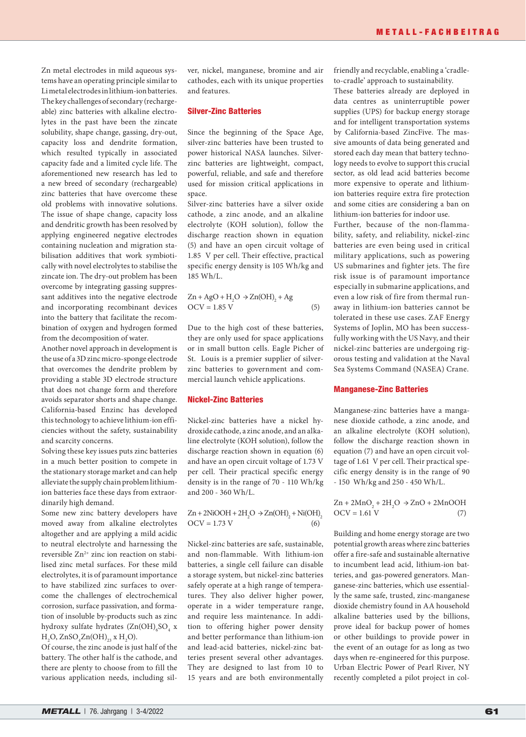Zn metal electrodes in mild aqueous systems have an operating principle similar to Li metal electrodes in lithium-ion batteries. The key challenges of secondary (rechargeable) zinc batteries with alkaline electrolytes in the past have been the zincate solubility, shape change, gassing, dry-out, capacity loss and dendrite formation, which resulted typically in associated capacity fade and a limited cycle life. The aforementioned new research has led to a new breed of secondary (rechargeable) zinc batteries that have overcome these old problems with innovative solutions. The issue of shape change, capacity loss and dendritic growth has been resolved by applying engineered negative electrodes containing nucleation and migration stabilisation additives that work symbiotically with novel electrolytes to stabilise the zincate ion. The dry-out problem has been overcome by integrating gassing suppressant additives into the negative electrode and incorporating recombinant devices into the battery that facilitate the recombination of oxygen and hydrogen formed from the decomposition of water.

Another novel approach in development is the use of a 3D zinc micro-sponge electrode that overcomes the dendrite problem by providing a stable 3D electrode structure that does not change form and therefore avoids separator shorts and shape change. California-based Enzinc has developed this technology to achieve lithium-ion efficiencies without the safety, sustainability and scarcity concerns.

Solving these key issues puts zinc batteries in a much better position to compete in the stationary storage market and can help alleviate the supply chain problem lithium-ion batteries face these days from extraordinarily high demand.

Some new zinc battery developers have moved away from alkaline electrolytes altogether and are applying a mild acidic to neutral electrolyte and harnessing the reversible $Zn^{2+}$ zinc ion reaction on stabilised zinc metal surfaces. For these mild electrolytes, it is of paramount importance to have stabilized zinc surfaces to overcome the challenges of electrochemical corrosion, surface passivation, and formation of insoluble by-products such as zinc hydroxy sulfate hydrates ($(Zn(OH)_6SO_4 \times H_2O$, $ZnSO_4Zn(OH)_{23} \times H_2O$).

Of course, the zinc anode is just half of the battery. The other half is the cathode, and there are plenty to choose from to fill the various application needs, including silver, nickel, manganese, bromine and air cathodes, each with its unique properties and features.

## Silver-Zinc Batteries

Since the beginning of the Space Age, silver-zinc batteries have been trusted to power historical NASA launches. Silver-zinc batteries are lightweight, compact, powerful, reliable, and safe and therefore used for mission critical applications in space.

Silver-zinc batteries have a silver oxide cathode, a zinc anode, and an alkaline electrolyte (KOH solution), follow the discharge reaction shown in equation (5) and have an open circuit voltage of 1.85 V per cell. Their effective, practical specific energy density is 105 Wh/kg and 185 Wh/L.

$$Zn + AgO + H_2O \rightarrow Zn(OH)_2 + Ag \qquad OCV = 1.85\ V \qquad (5)$$

Due to the high cost of these batteries, they are only used for space applications or in small button cells. Eagle Picher of St. Louis is a premier supplier of silver-zinc batteries to government and commercial launch vehicle applications.

## Nickel-Zinc Batteries

Nickel-zinc batteries have a nickel hydroxide cathode, a zinc anode, and an alkaline electrolyte (KOH solution), follow the discharge reaction shown in equation (6) and have an open circuit voltage of 1.73 V per cell. Their practical specific energy density is in the range of 70 - 110 Wh/kg and 200 - 360 Wh/L.

$$Zn + 2NiOOH + 2H_2O \rightarrow Zn(OH)_2 + Ni(OH)_2 \qquad OCV = 1.73\ V \qquad (6)$$

Nickel-zinc batteries are safe, sustainable, and non-flammable. With lithium-ion batteries, a single cell failure can disable a storage system, but nickel-zinc batteries safely operate at a high range of temperatures. They also deliver higher power, operate in a wider temperature range, and require less maintenance. In addition to offering higher power density and better performance than lithium-ion and lead-acid batteries, nickel-zinc batteries present several other advantages. They are designed to last from 10 to 15 years and are both environmentally friendly and recyclable, enabling a 'cradle-to-cradle' approach to sustainability.

These batteries already are deployed in data centres as uninterruptible power supplies (UPS) for backup energy storage and for intelligent transportation systems by California-based ZincFive. The massive amounts of data being generated and stored each day mean that battery technology needs to evolve to support this crucial sector, as old lead acid batteries become more expensive to operate and lithium-ion batteries require extra fire protection and some cities are considering a ban on lithium-ion batteries for indoor use.

Further, because of the non-flammability, safety, and reliability, nickel-zinc batteries are even being used in critical military applications, such as powering US submarines and fighter jets. The fire risk issue is of paramount importance especially in submarine applications, and even a low risk of fire from thermal runaway in lithium-ion batteries cannot be tolerated in these use cases. ZAF Energy Systems of Joplin, MO has been successfully working with the US Navy, and their nickel-zinc batteries are undergoing rigorous testing and validation at the Naval Sea Systems Command (NASEA) Crane.

## Manganese-Zinc Batteries

Manganese-zinc batteries have a manganese dioxide cathode, a zinc anode, and an alkaline electrolyte (KOH solution), follow the discharge reaction shown in equation (7) and have an open circuit voltage of 1.61 V per cell. Their practical specific energy density is in the range of 90 - 150 Wh/kg and 250 - 450 Wh/L.

$$Zn + 2MnO_2 + 2H_2O \rightarrow ZnO + 2MnOOH \qquad OCV = 1.61\ V \qquad (7)$$

Building and home energy storage are two potential growth areas where zinc batteries offer a fire-safe and sustainable alternative to incumbent lead acid, lithium-ion batteries, and gas-powered generators. Manganese-zinc batteries, which use essentially the same safe, trusted, zinc-manganese dioxide chemistry found in AA household alkaline batteries used by the billions, prove ideal for backup power of homes or other buildings to provide power in the event of an outage for as long as two days when re-engineered for this purpose. Urban Electric Power of Pearl River, NY recently completed a pilot project in col-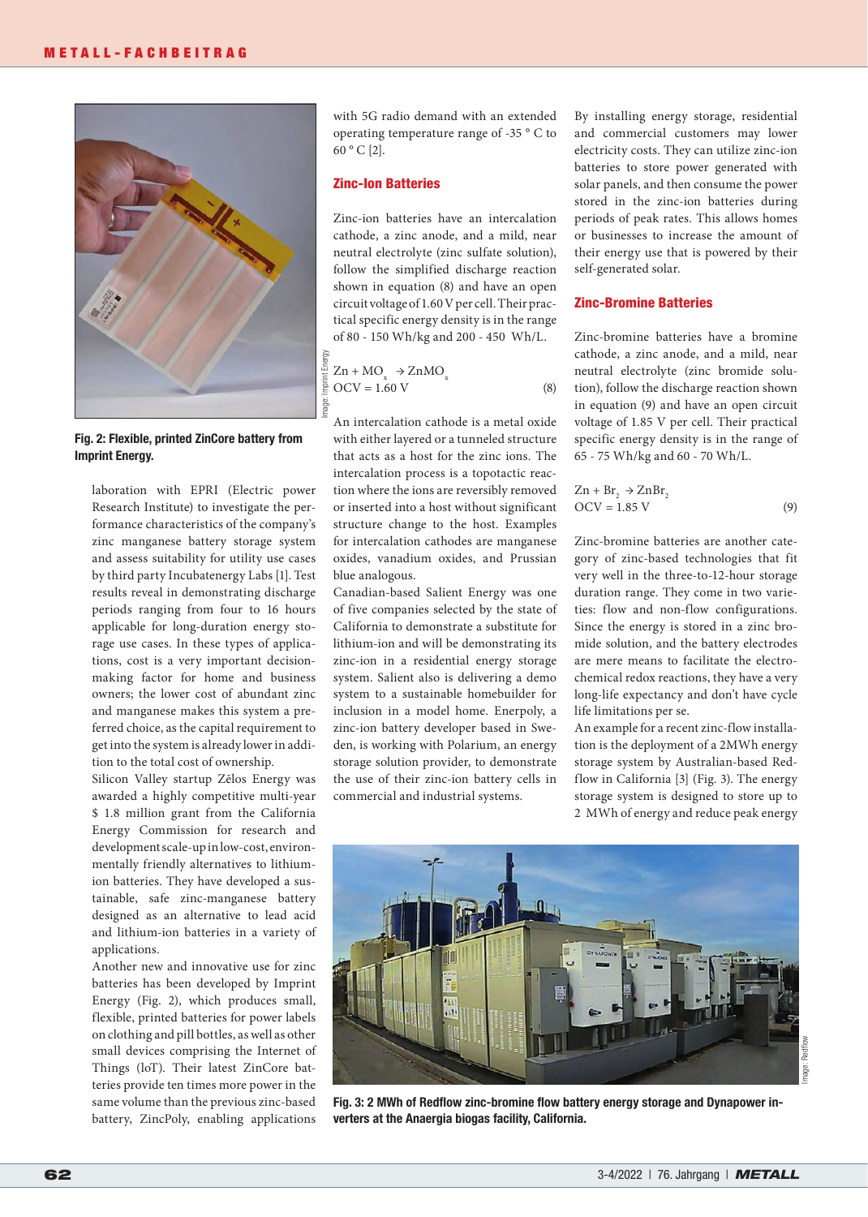Fig. 2: Flexible, printed ZinCore battery from Imprint Energy.

laboration with EPRI (Electric power Research Institute) to investigate the performance characteristics of the company's zinc manganese battery storage system and assess suitability for utility use cases by third party Incubatenergy Labs [1]. Test results reveal in demonstrating discharge periods ranging from four to 16 hours applicable for long-duration energy storage use cases. In these types of applications, cost is a very important decision-making factor for home and business owners; the lower cost of abundant zinc and manganese makes this system a preferred choice, as the capital requirement to get into the system is already lower in addition to the total cost of ownership.

Silicon Valley startup Zēlos Energy was awarded a highly competitive multi-year $ 1.8 million grant from the California Energy Commission for research and development scale-up in low-cost, environmentally friendly alternatives to lithium-ion batteries. They have developed a sustainable, safe zinc-manganese battery designed as an alternative to lead acid and lithium-ion batteries in a variety of applications.

Another new and innovative use for zinc batteries has been developed by Imprint Energy (Fig. 2), which produces small, flexible, printed batteries for power labels on clothing and pill bottles, as well as other small devices comprising the Internet of Things (IoT). Their latest ZinCore batteries provide ten times more power in the same volume than the previous zinc-based battery, ZincPoly, enabling applications with 5G radio demand with an extended operating temperature range of -35 ° C to 60 ° C [2].

## Zinc-Ion Batteries

Zinc-ion batteries have an intercalation cathode, a zinc anode, and a mild, near neutral electrolyte (zinc sulfate solution), follow the simplified discharge reaction shown in equation (8) and have an open circuit voltage of 1.60 V per cell. Their practical specific energy density is in the range of 80 - 150 Wh/kg and 200 - 450 Wh/L.

$$Zn + MO_x \rightarrow ZnMO_x$$
$$OCV = 1.60 \text{ V} \qquad (8)$$

An intercalation cathode is a metal oxide with either layered or a tunneled structure that acts as a host for the zinc ions. The intercalation process is a topotactic reaction where the ions are reversibly removed or inserted into a host without significant structure change to the host. Examples for intercalation cathodes are manganese oxides, vanadium oxides, and Prussian blue analogous.

Canadian-based Salient Energy was one of five companies selected by the state of California to demonstrate a substitute for lithium-ion and will be demonstrating its zinc-ion in a residential energy storage system. Salient also is delivering a demo system to a sustainable homebuilder for inclusion in a model home. Enerpoly, a zinc-ion battery developer based in Sweden, is working with Polarium, an energy storage solution provider, to demonstrate the use of their zinc-ion battery cells in commercial and industrial systems.

By installing energy storage, residential and commercial customers may lower electricity costs. They can utilize zinc-ion batteries to store power generated with solar panels, and then consume the power stored in the zinc-ion batteries during periods of peak rates. This allows homes or businesses to increase the amount of their energy use that is powered by their self-generated solar.

## Zinc-Bromine Batteries

Zinc-bromine batteries have a bromine cathode, a zinc anode, and a mild, near neutral electrolyte (zinc bromide solution), follow the discharge reaction shown in equation (9) and have an open circuit voltage of 1.85 V per cell. Their practical specific energy density is in the range of 65 - 75 Wh/kg and 60 - 70 Wh/L.

$$Zn + Br_2 \rightarrow ZnBr_2$$
$$OCV = 1.85 \text{ V} \qquad (9)$$

Zinc-bromine batteries are another category of zinc-based technologies that fit very well in the three-to-12-hour storage duration range. They come in two varieties: flow and non-flow configurations. Since the energy is stored in a zinc bromide solution, and the battery electrodes are mere means to facilitate the electrochemical redox reactions, they have a very long-life expectancy and don't have cycle life limitations per se.

An example for a recent zinc-flow installation is the deployment of a 2MWh energy storage system by Australian-based Redflow in California [3] (Fig. 3). The energy storage system is designed to store up to 2 MWh of energy and reduce peak energy

Fig. 3: 2 MWh of Redflow zinc-bromine flow battery energy storage and Dynapower inverters at the Anaergia biogas facility, California.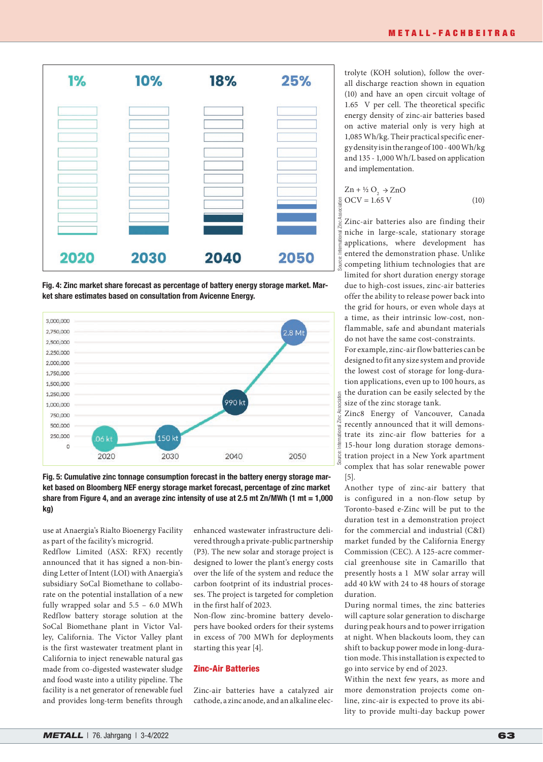Fig. 4: Zinc market share forecast as percentage of battery energy storage market. Market share estimates based on consultation from Avicenne Energy.

Fig. 5: Cumulative zinc tonnage consumption forecast in the battery energy storage market based on Bloomberg NEF energy storage market forecast, percentage of zinc market share from Figure 4, and an average zinc intensity of use at 2.5 mt Zn/MWh (1 mt = 1,000 kg)

use at Anaergia's Rialto Bioenergy Facility as part of the facility's microgrid.

Redflow Limited (ASX: RFX) recently announced that it has signed a non-binding Letter of Intent (LOI) with Anaergia's subsidiary SoCal Biomethane to collaborate on the potential installation of a new fully wrapped solar and 5.5 – 6.0 MWh Redflow battery storage solution at the SoCal Biomethane plant in Victor Valley, California. The Victor Valley plant is the first wastewater treatment plant in California to inject renewable natural gas made from co-digested wastewater sludge and food waste into a utility pipeline. The facility is a net generator of renewable fuel and provides long-term benefits through enhanced wastewater infrastructure delivered through a private-public partnership (P3). The new solar and storage project is designed to lower the plant's energy costs over the life of the system and reduce the carbon footprint of its industrial processes. The project is targeted for completion in the first half of 2023.

Non-flow zinc-bromine battery developers have booked orders for their systems in excess of 700 MWh for deployments starting this year [4].

## Zinc-Air Batteries

Zinc-air batteries have a catalyzed air cathode, a zinc anode, and an alkaline electrolyte (KOH solution), follow the overall discharge reaction shown in equation (10) and have an open circuit voltage of 1.65 V per cell. The theoretical specific energy density of zinc-air batteries based on active material only is very high at 1,085 Wh/kg. Their practical specific energy density is in the range of 100 - 400 Wh/kg and 135 - 1,000 Wh/L based on application and implementation.

$$Zn + \tfrac{1}{2}\,O_2 \rightarrow ZnO \qquad OCV = 1.65\ V \qquad (10)$$

Zinc-air batteries also are finding their niche in large-scale, stationary storage applications, where development has entered the demonstration phase. Unlike competing lithium technologies that are limited for short duration energy storage due to high-cost issues, zinc-air batteries offer the ability to release power back into the grid for hours, or even whole days at a time, as their intrinsic low-cost, non-flammable, safe and abundant materials do not have the same cost-constraints.

For example, zinc-air flow batteries can be designed to fit any size system and provide the lowest cost of storage for long-duration applications, even up to 100 hours, as the duration can be easily selected by the size of the zinc storage tank.

Zinc8 Energy of Vancouver, Canada recently announced that it will demonstrate its zinc-air flow batteries for a 15-hour long duration storage demonstration project in a New York apartment complex that has solar renewable power [5].

Another type of zinc-air battery that is configured in a non-flow setup by Toronto-based e-Zinc will be put to the duration test in a demonstration project for the commercial and industrial (C&I) market funded by the California Energy Commission (CEC). A 125-acre commercial greenhouse site in Camarillo that presently hosts a 1 MW solar array will add 40 kW with 24 to 48 hours of storage duration.

During normal times, the zinc batteries will capture solar generation to discharge during peak hours and to power irrigation at night. When blackouts loom, they can shift to backup power mode in long-duration mode. This installation is expected to go into service by end of 2023.

Within the next few years, as more and more demonstration projects come online, zinc-air is expected to prove its ability to provide multi-day backup power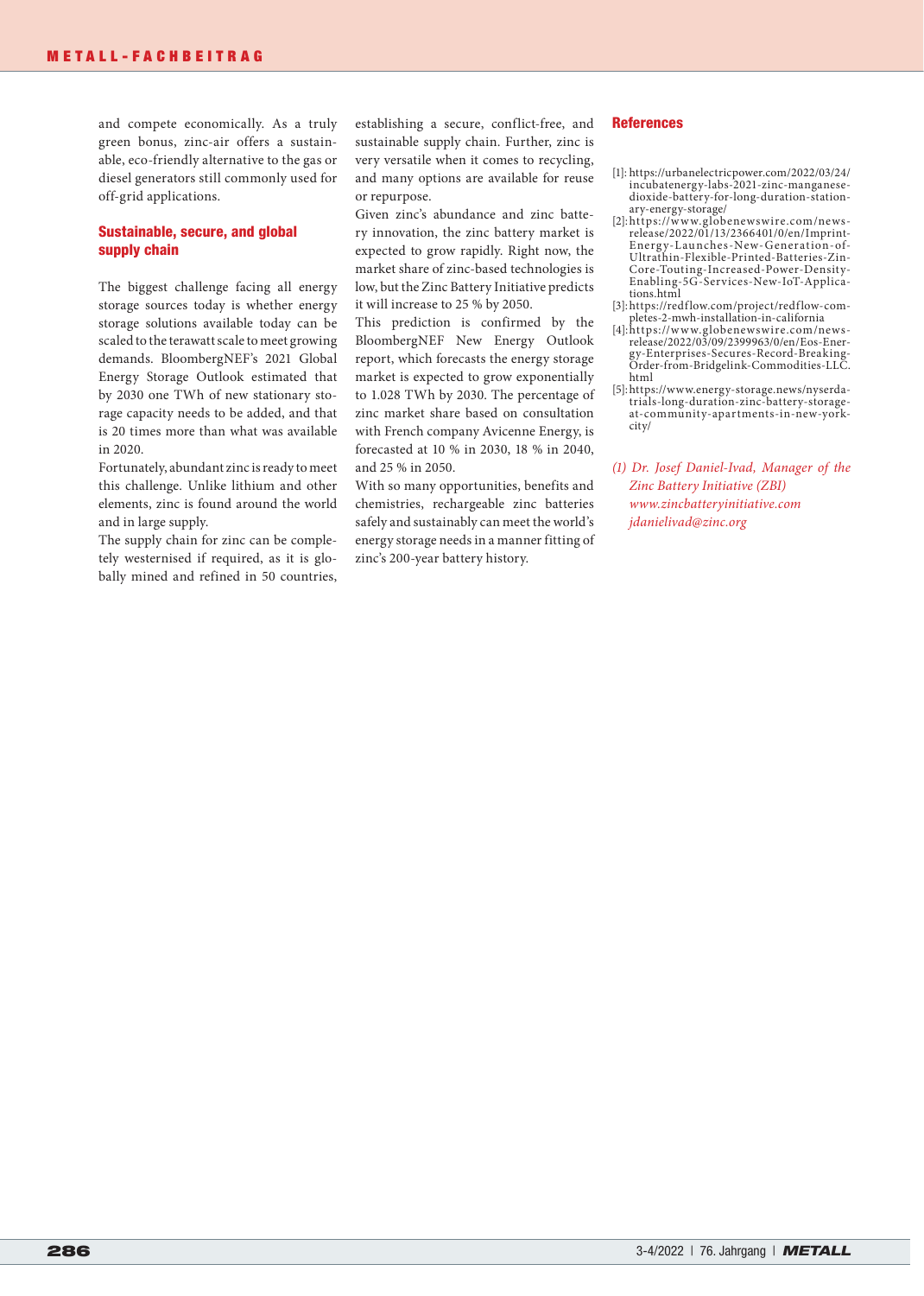and compete economically. As a truly green bonus, zinc-air offers a sustainable, eco-friendly alternative to the gas or diesel generators still commonly used for off-grid applications.

## Sustainable, secure, and global supply chain

The biggest challenge facing all energy storage sources today is whether energy storage solutions available today can be scaled to the terawatt scale to meet growing demands. BloombergNEF's 2021 Global Energy Storage Outlook estimated that by 2030 one TWh of new stationary storage capacity needs to be added, and that is 20 times more than what was available in 2020.

Fortunately, abundant zinc is ready to meet this challenge. Unlike lithium and other elements, zinc is found around the world and in large supply.

The supply chain for zinc can be completely westernised if required, as it is globally mined and refined in 50 countries, establishing a secure, conflict-free, and sustainable supply chain. Further, zinc is very versatile when it comes to recycling, and many options are available for reuse or repurpose.

Given zinc's abundance and zinc battery innovation, the zinc battery market is expected to grow rapidly. Right now, the market share of zinc-based technologies is low, but the Zinc Battery Initiative predicts it will increase to 25 % by 2050.

This prediction is confirmed by the BloombergNEF New Energy Outlook report, which forecasts the energy storage market is expected to grow exponentially to 1.028 TWh by 2030. The percentage of zinc market share based on consultation with French company Avicenne Energy, is forecasted at 10 % in 2030, 18 % in 2040, and 25 % in 2050.

With so many opportunities, benefits and chemistries, rechargeable zinc batteries safely and sustainably can meet the world's energy storage needs in a manner fitting of zinc's 200-year battery history.

## References

[1]: https://urbanelectricpower.com/2022/03/24/incubatenergy-labs-2021-zinc-manganese-dioxide-battery-for-long-duration-stationary-energy-storage/

[2]: https://www.globenewswire.com/news-release/2022/01/13/2366401/0/en/Imprint-Energy-Launches-New-Generation-of-Ultrathin-Flexible-Printed-Batteries-Zin-Core-Touting-Increased-Power-Density-Enabling-5G-Services-New-IoT-Applications.html

[3]: https://redflow.com/project/redflow-completes-2-mwh-installation-in-california

[4]: https://www.globenewswire.com/news-release/2022/03/09/2399963/0/en/Eos-Energy-Enterprises-Secures-Record-Breaking-Order-from-Bridgelink-Commodities-LLC.html

[5]: https://www.energy-storage.news/nyserda-trials-long-duration-zinc-battery-storage-at-community-apartments-in-new-york-city/

*(1) Dr. Josef Daniel-Ivad, Manager of the Zinc Battery Initiative (ZBI)*
*www.zincbatteryinitiative.com*
*jdanielivad@zinc.org*